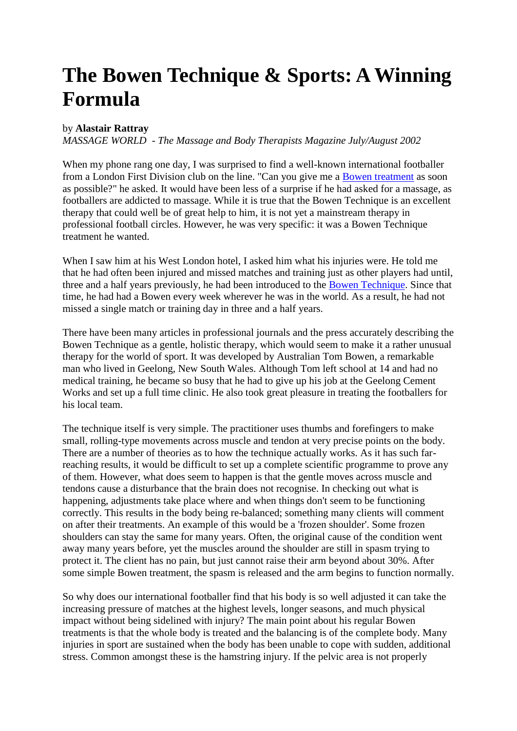# The Bowen Technique & Sports: A Winning Formula

by **Alastair Rattray**

*MASSAGE WORLD - The Massage and Body Therapists Magazine July/August 2002*

When my phone rang one day, I was surprised to find a well-known international footballer from a London First Division club on the line. "Can you give me a Bowen treatment as soon as possible?" he asked. It would have been less of a surprise if he had asked for a massage, as footballers are addicted to massage. While it is true that the Bowen Technique is an excellent therapy that could well be of great help to him, it is not yet a mainstream therapy in professional football circles. However, he was very specific: it was a Bowen Technique treatment he wanted.

When I saw him at his West London hotel, I asked him what his injuries were. He told me that he had often been injured and missed matches and training just as other players had until, three and a half years previously, he had been introduced to the Bowen Technique. Since that time, he had had a Bowen every week wherever he was in the world. As a result, he had not missed a single match or training day in three and a half years.

There have been many articles in professional journals and the press accurately describing the Bowen Technique as a gentle, holistic therapy, which would seem to make it a rather unusual therapy for the world of sport. It was developed by Australian Tom Bowen, a remarkable man who lived in Geelong, New South Wales. Although Tom left school at 14 and had no medical training, he became so busy that he had to give up his job at the Geelong Cement Works and set up a full time clinic. He also took great pleasure in treating the footballers for his local team.

The technique itself is very simple. The practitioner uses thumbs and forefingers to make small, rolling-type movements across muscle and tendon at very precise points on the body. There are a number of theories as to how the technique actually works. As it has such far-reaching results, it would be difficult to set up a complete scientific programme to prove any of them. However, what does seem to happen is that the gentle moves across muscle and tendons cause a disturbance that the brain does not recognise. In checking out what is happening, adjustments take place where and when things don't seem to be functioning correctly. This results in the body being re-balanced; something many clients will comment on after their treatments. An example of this would be a 'frozen shoulder'. Some frozen shoulders can stay the same for many years. Often, the original cause of the condition went away many many years before, yet the muscles around the shoulder are still in spasm trying to protect it. The client has no pain, but just cannot raise their arm beyond about 30%. After some simple Bowen treatment, the spasm is released and the arm begins to function normally.

So why does our international footballer find that his body is so well adjusted it can take the increasing pressure of matches at the highest levels, longer seasons, and much physical impact without being sidelined with injury? The main point about his regular Bowen treatments is that the whole body is treated and the balancing is of the complete body. Many injuries in sport are sustained when the body has been unable to cope with sudden, additional stress. Common amongst these is the hamstring injury. If the pelvic area is not properly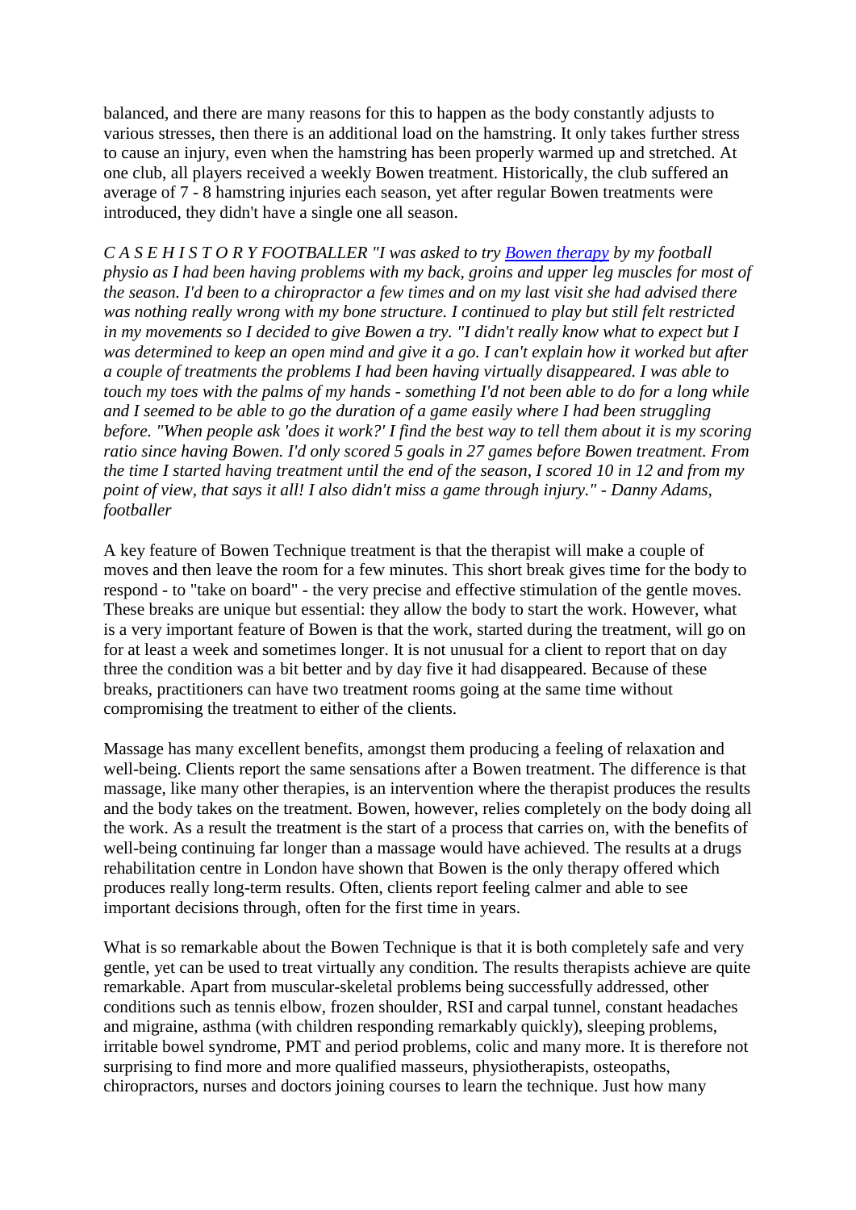balanced, and there are many reasons for this to happen as the body constantly adjusts to various stresses, then there is an additional load on the hamstring. It only takes further stress to cause an injury, even when the hamstring has been properly warmed up and stretched. At one club, all players received a weekly Bowen treatment. Historically, the club suffered an average of 7 - 8 hamstring injuries each season, yet after regular Bowen treatments were introduced, they didn't have a single one all season.

*C A S E H I S T O R Y FOOTBALLER "I was asked to try [Bowen therapy] by my football physio as I had been having problems with my back, groins and upper leg muscles for most of the season. I'd been to a chiropractor a few times and on my last visit she had advised there was nothing really wrong with my bone structure. I continued to play but still felt restricted in my movements so I decided to give Bowen a try. "I didn't really know what to expect but I was determined to keep an open mind and give it a go. I can't explain how it worked but after a couple of treatments the problems I had been having virtually disappeared. I was able to touch my toes with the palms of my hands - something I'd not been able to do for a long while and I seemed to be able to go the duration of a game easily where I had been struggling before. "When people ask 'does it work?' I find the best way to tell them about it is my scoring ratio since having Bowen. I'd only scored 5 goals in 27 games before Bowen treatment. From the time I started having treatment until the end of the season, I scored 10 in 12 and from my point of view, that says it all! I also didn't miss a game through injury." - Danny Adams, footballer*

A key feature of Bowen Technique treatment is that the therapist will make a couple of moves and then leave the room for a few minutes. This short break gives time for the body to respond - to "take on board" - the very precise and effective stimulation of the gentle moves. These breaks are unique but essential: they allow the body to start the work. However, what is a very important feature of Bowen is that the work, started during the treatment, will go on for at least a week and sometimes longer. It is not unusual for a client to report that on day three the condition was a bit better and by day five it had disappeared. Because of these breaks, practitioners can have two treatment rooms going at the same time without compromising the treatment to either of the clients.

Massage has many excellent benefits, amongst them producing a feeling of relaxation and well-being. Clients report the same sensations after a Bowen treatment. The difference is that massage, like many other therapies, is an intervention where the therapist produces the results and the body takes on the treatment. Bowen, however, relies completely on the body doing all the work. As a result the treatment is the start of a process that carries on, with the benefits of well-being continuing far longer than a massage would have achieved. The results at a drugs rehabilitation centre in London have shown that Bowen is the only therapy offered which produces really long-term results. Often, clients report feeling calmer and able to see important decisions through, often for the first time in years.

What is so remarkable about the Bowen Technique is that it is both completely safe and very gentle, yet can be used to treat virtually any condition. The results therapists achieve are quite remarkable. Apart from muscular-skeletal problems being successfully addressed, other conditions such as tennis elbow, frozen shoulder, RSI and carpal tunnel, constant headaches and migraine, asthma (with children responding remarkably quickly), sleeping problems, irritable bowel syndrome, PMT and period problems, colic and many more. It is therefore not surprising to find more and more qualified masseurs, physiotherapists, osteopaths, chiropractors, nurses and doctors joining courses to learn the technique. Just how many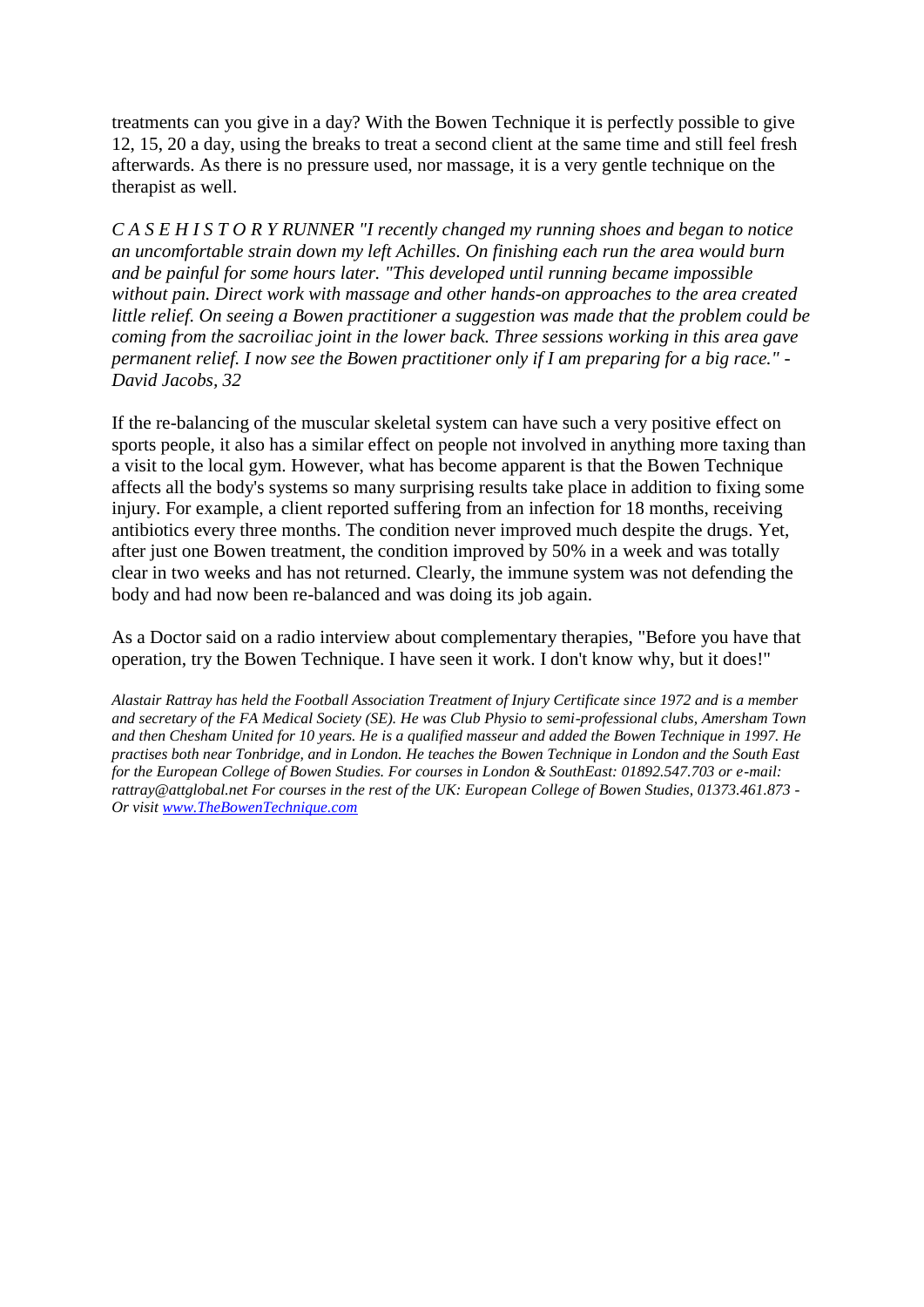treatments can you give in a day? With the Bowen Technique it is perfectly possible to give 12, 15, 20 a day, using the breaks to treat a second client at the same time and still feel fresh afterwards. As there is no pressure used, nor massage, it is a very gentle technique on the therapist as well.

*C A S E H I S T O R Y RUNNER "I recently changed my running shoes and began to notice an uncomfortable strain down my left Achilles. On finishing each run the area would burn and be painful for some hours later. "This developed until running became impossible without pain. Direct work with massage and other hands-on approaches to the area created little relief. On seeing a Bowen practitioner a suggestion was made that the problem could be coming from the sacroiliac joint in the lower back. Three sessions working in this area gave permanent relief. I now see the Bowen practitioner only if I am preparing for a big race." - David Jacobs, 32*

If the re-balancing of the muscular skeletal system can have such a very positive effect on sports people, it also has a similar effect on people not involved in anything more taxing than a visit to the local gym. However, what has become apparent is that the Bowen Technique affects all the body's systems so many surprising results take place in addition to fixing some injury. For example, a client reported suffering from an infection for 18 months, receiving antibiotics every three months. The condition never improved much despite the drugs. Yet, after just one Bowen treatment, the condition improved by 50% in a week and was totally clear in two weeks and has not returned. Clearly, the immune system was not defending the body and had now been re-balanced and was doing its job again.

As a Doctor said on a radio interview about complementary therapies, "Before you have that operation, try the Bowen Technique. I have seen it work. I don't know why, but it does!"

*Alastair Rattray has held the Football Association Treatment of Injury Certificate since 1972 and is a member and secretary of the FA Medical Society (SE). He was Club Physio to semi-professional clubs, Amersham Town and then Chesham United for 10 years. He is a qualified masseur and added the Bowen Technique in 1997. He practises both near Tonbridge, and in London. He teaches the Bowen Technique in London and the South East for the European College of Bowen Studies. For courses in London & SouthEast: 01892.547.703 or e-mail: rattray@attglobal.net For courses in the rest of the UK: European College of Bowen Studies, 01373.461.873 - Or visit [www.TheBowenTechnique.com](http://www.TheBowenTechnique.com)*